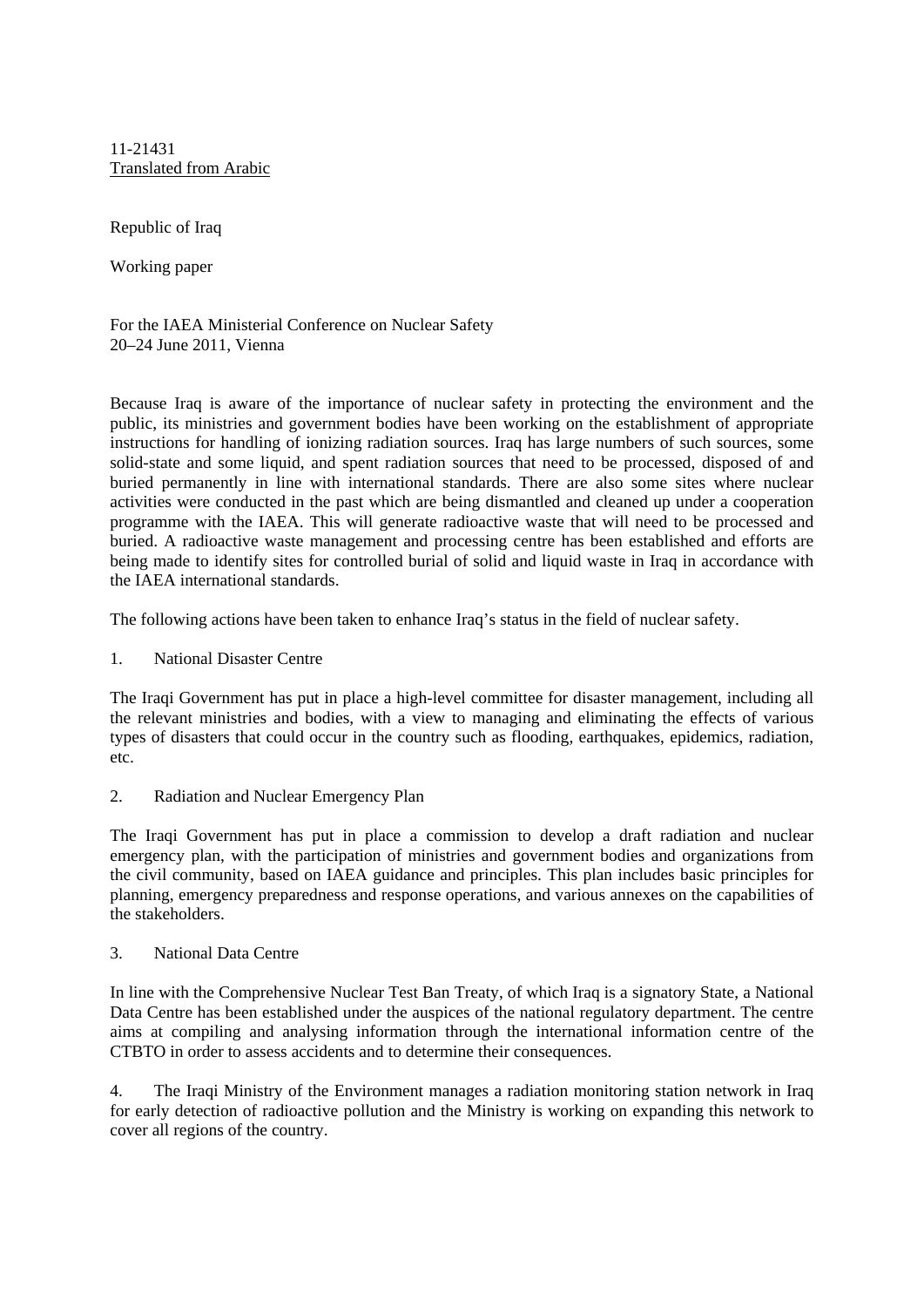11-21431
Translated from Arabic

Republic of Iraq

Working paper

For the IAEA Ministerial Conference on Nuclear Safety
20–24 June 2011, Vienna

Because Iraq is aware of the importance of nuclear safety in protecting the environment and the public, its ministries and government bodies have been working on the establishment of appropriate instructions for handling of ionizing radiation sources. Iraq has large numbers of such sources, some solid-state and some liquid, and spent radiation sources that need to be processed, disposed of and buried permanently in line with international standards. There are also some sites where nuclear activities were conducted in the past which are being dismantled and cleaned up under a cooperation programme with the IAEA. This will generate radioactive waste that will need to be processed and buried. A radioactive waste management and processing centre has been established and efforts are being made to identify sites for controlled burial of solid and liquid waste in Iraq in accordance with the IAEA international standards.

The following actions have been taken to enhance Iraq's status in the field of nuclear safety.

1. National Disaster Centre

The Iraqi Government has put in place a high-level committee for disaster management, including all the relevant ministries and bodies, with a view to managing and eliminating the effects of various types of disasters that could occur in the country such as flooding, earthquakes, epidemics, radiation, etc.

2. Radiation and Nuclear Emergency Plan

The Iraqi Government has put in place a commission to develop a draft radiation and nuclear emergency plan, with the participation of ministries and government bodies and organizations from the civil community, based on IAEA guidance and principles. This plan includes basic principles for planning, emergency preparedness and response operations, and various annexes on the capabilities of the stakeholders.

3. National Data Centre

In line with the Comprehensive Nuclear Test Ban Treaty, of which Iraq is a signatory State, a National Data Centre has been established under the auspices of the national regulatory department. The centre aims at compiling and analysing information through the international information centre of the CTBTO in order to assess accidents and to determine their consequences.

4. The Iraqi Ministry of the Environment manages a radiation monitoring station network in Iraq for early detection of radioactive pollution and the Ministry is working on expanding this network to cover all regions of the country.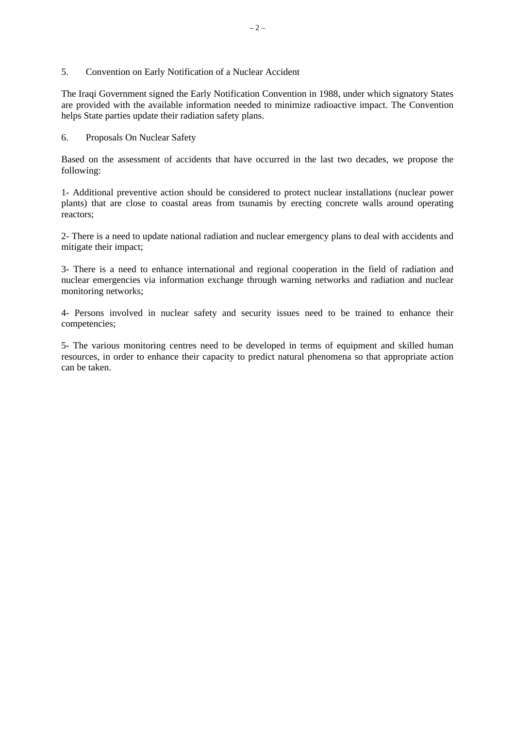## 5. Convention on Early Notification of a Nuclear Accident

The Iraqi Government signed the Early Notification Convention in 1988, under which signatory States are provided with the available information needed to minimize radioactive impact. The Convention helps State parties update their radiation safety plans.

## 6. Proposals On Nuclear Safety

Based on the assessment of accidents that have occurred in the last two decades, we propose the following:

1- Additional preventive action should be considered to protect nuclear installations (nuclear power plants) that are close to coastal areas from tsunamis by erecting concrete walls around operating reactors;

2- There is a need to update national radiation and nuclear emergency plans to deal with accidents and mitigate their impact;

3- There is a need to enhance international and regional cooperation in the field of radiation and nuclear emergencies via information exchange through warning networks and radiation and nuclear monitoring networks;

4- Persons involved in nuclear safety and security issues need to be trained to enhance their competencies;

5- The various monitoring centres need to be developed in terms of equipment and skilled human resources, in order to enhance their capacity to predict natural phenomena so that appropriate action can be taken.